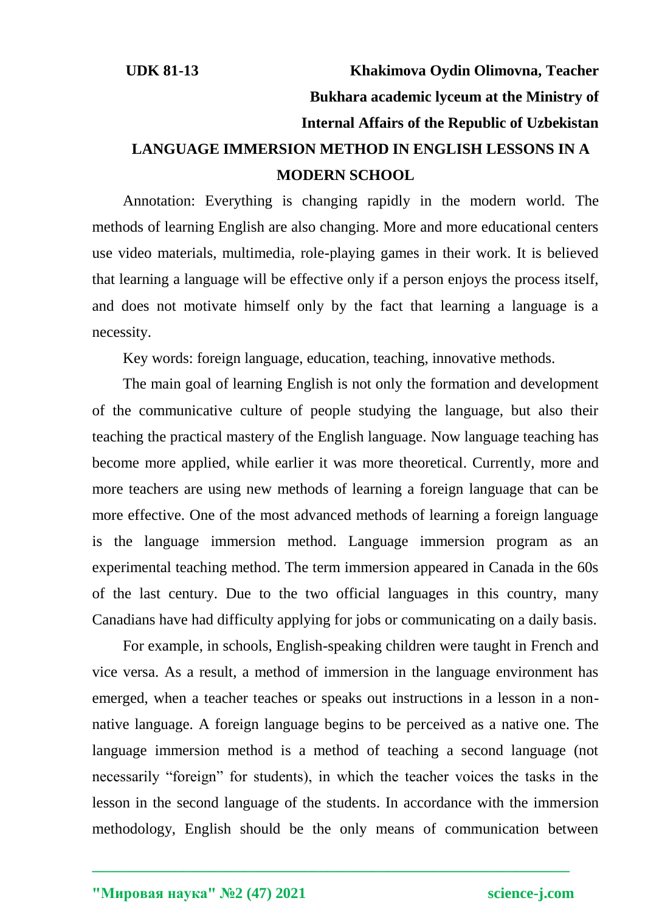**UDK 81-13**

**Khakimova Oydin Olimovna, Teacher**

**Bukhara academic lyceum at the Ministry of Internal Affairs of the Republic of Uzbekistan**

# LANGUAGE IMMERSION METHOD IN ENGLISH LESSONS IN A MODERN SCHOOL

Annotation: Everything is changing rapidly in the modern world. The methods of learning English are also changing. More and more educational centers use video materials, multimedia, role-playing games in their work. It is believed that learning a language will be effective only if a person enjoys the process itself, and does not motivate himself only by the fact that learning a language is a necessity.

Key words: foreign language, education, teaching, innovative methods.

The main goal of learning English is not only the formation and development of the communicative culture of people studying the language, but also their teaching the practical mastery of the English language. Now language teaching has become more applied, while earlier it was more theoretical. Currently, more and more teachers are using new methods of learning a foreign language that can be more effective. One of the most advanced methods of learning a foreign language is the language immersion method. Language immersion program as an experimental teaching method. The term immersion appeared in Canada in the 60s of the last century. Due to the two official languages in this country, many Canadians have had difficulty applying for jobs or communicating on a daily basis.

For example, in schools, English-speaking children were taught in French and vice versa. As a result, a method of immersion in the language environment has emerged, when a teacher teaches or speaks out instructions in a lesson in a non-native language. A foreign language begins to be perceived as a native one. The language immersion method is a method of teaching a second language (not necessarily "foreign" for students), in which the teacher voices the tasks in the lesson in the second language of the students. In accordance with the immersion methodology, English should be the only means of communication between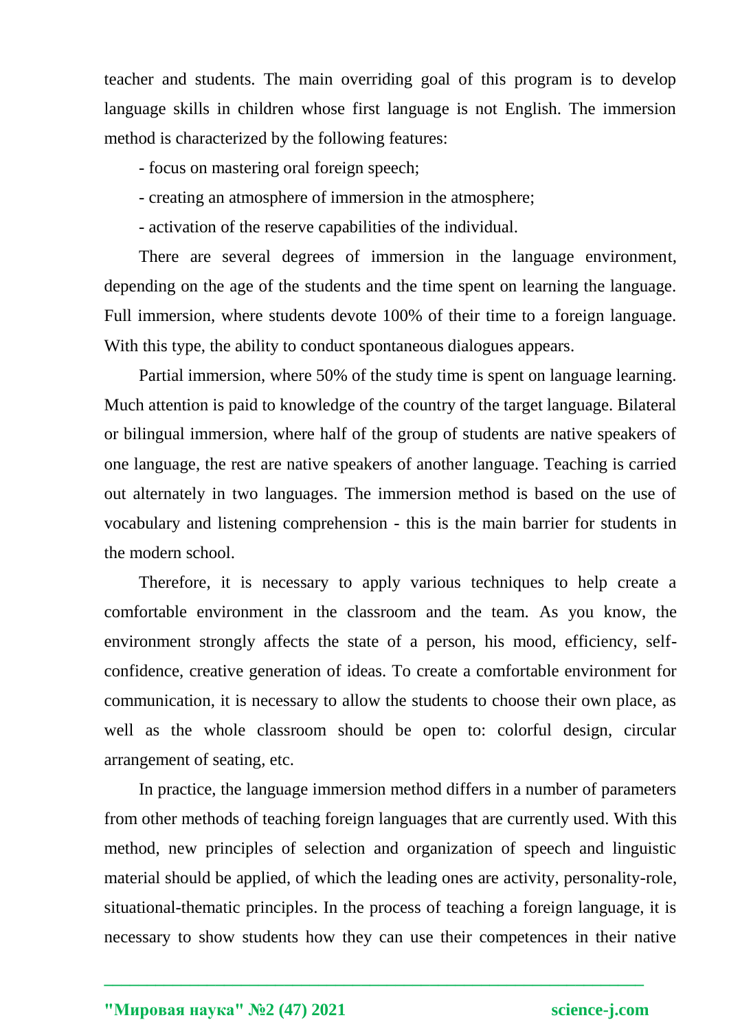teacher and students. The main overriding goal of this program is to develop language skills in children whose first language is not English. The immersion method is characterized by the following features:

- focus on mastering oral foreign speech;
- creating an atmosphere of immersion in the atmosphere;
- activation of the reserve capabilities of the individual.

There are several degrees of immersion in the language environment, depending on the age of the students and the time spent on learning the language. Full immersion, where students devote 100% of their time to a foreign language. With this type, the ability to conduct spontaneous dialogues appears.

Partial immersion, where 50% of the study time is spent on language learning. Much attention is paid to knowledge of the country of the target language. Bilateral or bilingual immersion, where half of the group of students are native speakers of one language, the rest are native speakers of another language. Teaching is carried out alternately in two languages. The immersion method is based on the use of vocabulary and listening comprehension - this is the main barrier for students in the modern school.

Therefore, it is necessary to apply various techniques to help create a comfortable environment in the classroom and the team. As you know, the environment strongly affects the state of a person, his mood, efficiency, self-confidence, creative generation of ideas. To create a comfortable environment for communication, it is necessary to allow the students to choose their own place, as well as the whole classroom should be open to: colorful design, circular arrangement of seating, etc.

In practice, the language immersion method differs in a number of parameters from other methods of teaching foreign languages that are currently used. With this method, new principles of selection and organization of speech and linguistic material should be applied, of which the leading ones are activity, personality-role, situational-thematic principles. In the process of teaching a foreign language, it is necessary to show students how they can use their competences in their native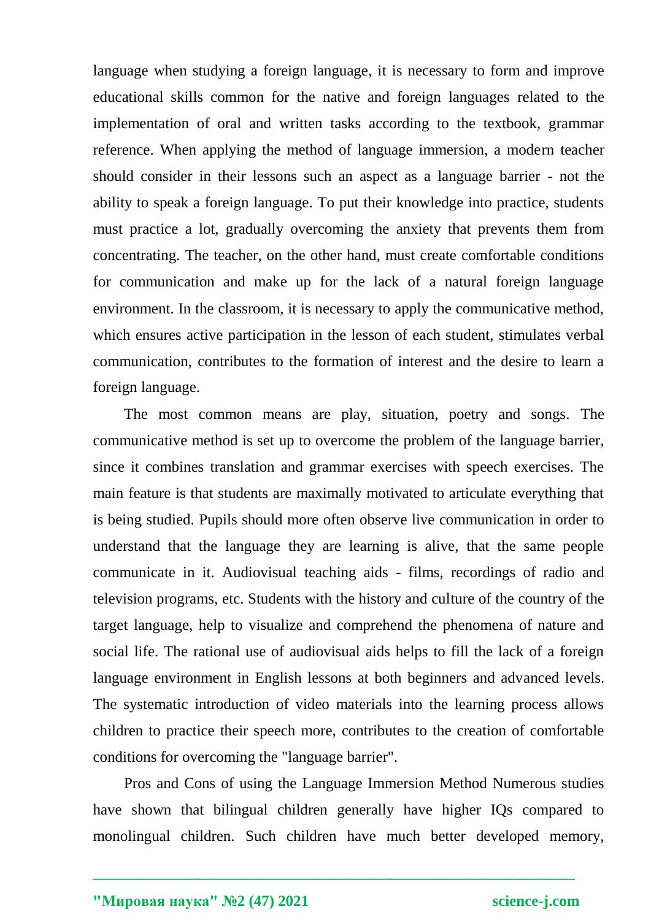language when studying a foreign language, it is necessary to form and improve educational skills common for the native and foreign languages related to the implementation of oral and written tasks according to the textbook, grammar reference. When applying the method of language immersion, a modern teacher should consider in their lessons such an aspect as a language barrier - not the ability to speak a foreign language. To put their knowledge into practice, students must practice a lot, gradually overcoming the anxiety that prevents them from concentrating. The teacher, on the other hand, must create comfortable conditions for communication and make up for the lack of a natural foreign language environment. In the classroom, it is necessary to apply the communicative method, which ensures active participation in the lesson of each student, stimulates verbal communication, contributes to the formation of interest and the desire to learn a foreign language.

The most common means are play, situation, poetry and songs. The communicative method is set up to overcome the problem of the language barrier, since it combines translation and grammar exercises with speech exercises. The main feature is that students are maximally motivated to articulate everything that is being studied. Pupils should more often observe live communication in order to understand that the language they are learning is alive, that the same people communicate in it. Audiovisual teaching aids - films, recordings of radio and television programs, etc. Students with the history and culture of the country of the target language, help to visualize and comprehend the phenomena of nature and social life. The rational use of audiovisual aids helps to fill the lack of a foreign language environment in English lessons at both beginners and advanced levels. The systematic introduction of video materials into the learning process allows children to practice their speech more, contributes to the creation of comfortable conditions for overcoming the "language barrier".

Pros and Cons of using the Language Immersion Method Numerous studies have shown that bilingual children generally have higher IQs compared to monolingual children. Such children have much better developed memory,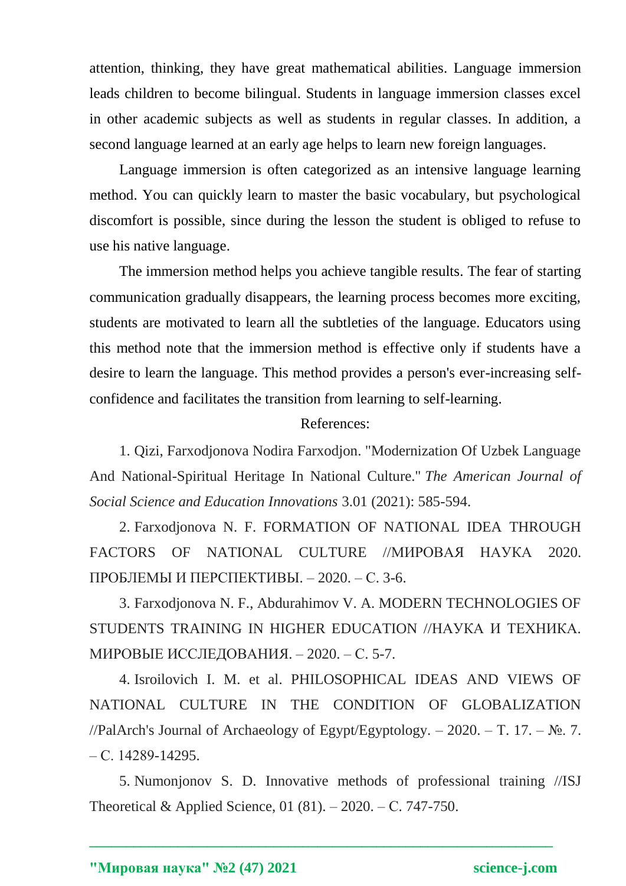attention, thinking, they have great mathematical abilities. Language immersion leads children to become bilingual. Students in language immersion classes excel in other academic subjects as well as students in regular classes. In addition, a second language learned at an early age helps to learn new foreign languages.

Language immersion is often categorized as an intensive language learning method. You can quickly learn to master the basic vocabulary, but psychological discomfort is possible, since during the lesson the student is obliged to refuse to use his native language.

The immersion method helps you achieve tangible results. The fear of starting communication gradually disappears, the learning process becomes more exciting, students are motivated to learn all the subtleties of the language. Educators using this method note that the immersion method is effective only if students have a desire to learn the language. This method provides a person's ever-increasing self-confidence and facilitates the transition from learning to self-learning.

References:

1. Qizi, Farxodjonova Nodira Farxodjon. "Modernization Of Uzbek Language And National-Spiritual Heritage In National Culture." *The American Journal of Social Science and Education Innovations* 3.01 (2021): 585-594.
2. Farxodjonova N. F. FORMATION OF NATIONAL IDEA THROUGH FACTORS OF NATIONAL CULTURE //МИРОВАЯ НАУКА 2020. ПРОБЛЕМЫ И ПЕРСПЕКТИВЫ. – 2020. – С. 3-6.
3. Farxodjonova N. F., Abdurahimov V. A. MODERN TECHNOLOGIES OF STUDENTS TRAINING IN HIGHER EDUCATION //НАУКА И ТЕХНИКА. МИРОВЫЕ ИССЛЕДОВАНИЯ. – 2020. – С. 5-7.
4. Isroilovich I. M. et al. PHILOSOPHICAL IDEAS AND VIEWS OF NATIONAL CULTURE IN THE CONDITION OF GLOBALIZATION //PalArch's Journal of Archaeology of Egypt/Egyptology. – 2020. – Т. 17. – №. 7. – С. 14289-14295.
5. Numonjonov S. D. Innovative methods of professional training //ISJ Theoretical & Applied Science, 01 (81). – 2020. – С. 747-750.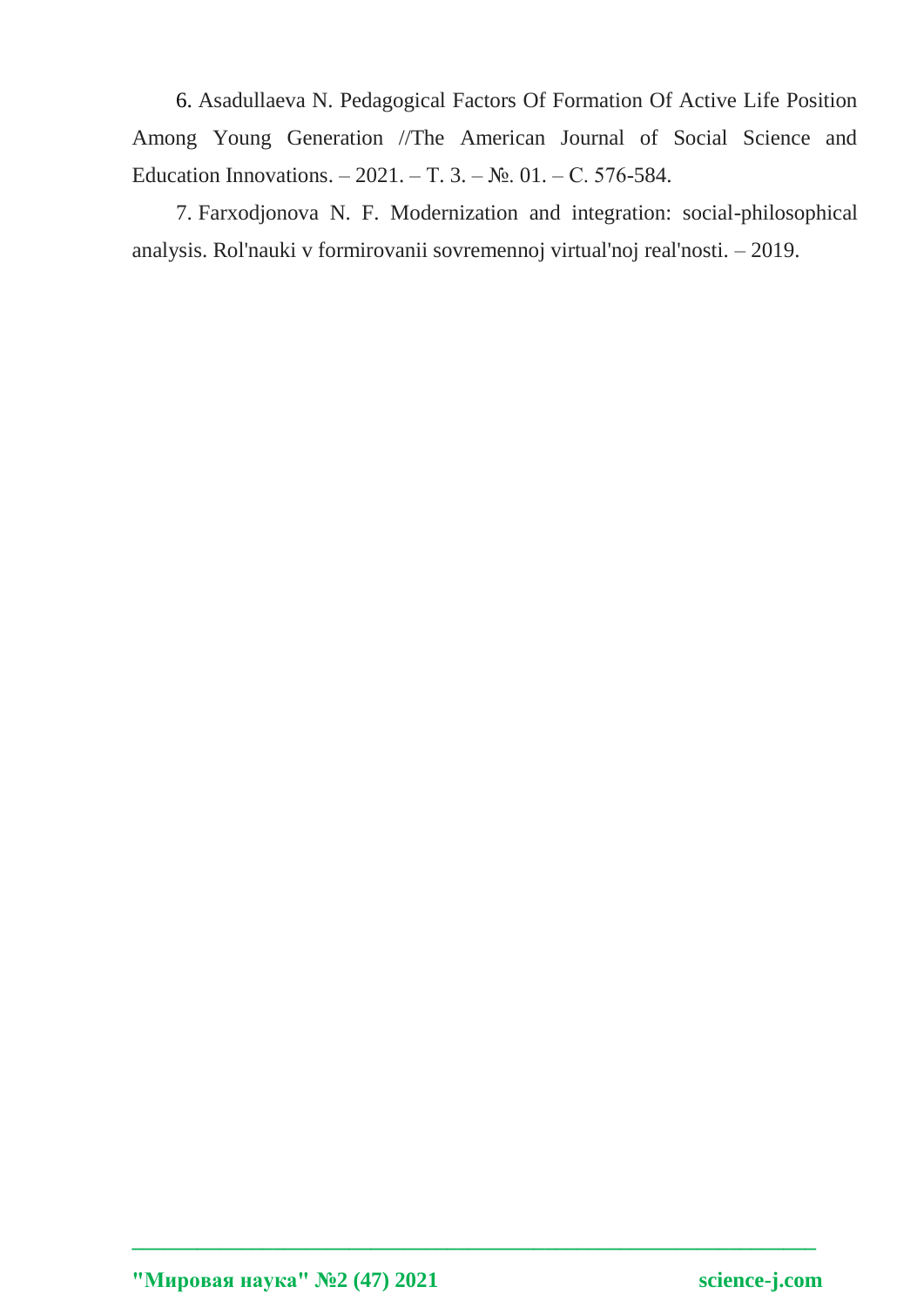6. Asadullaeva N. Pedagogical Factors Of Formation Of Active Life Position Among Young Generation //The American Journal of Social Science and Education Innovations. – 2021. – Т. 3. – №. 01. – С. 576-584.

7. Farxodjonova N. F. Modernization and integration: social-philosophical analysis. Rol'nauki v formirovanii sovremennoj virtual'noj real'nosti. – 2019.